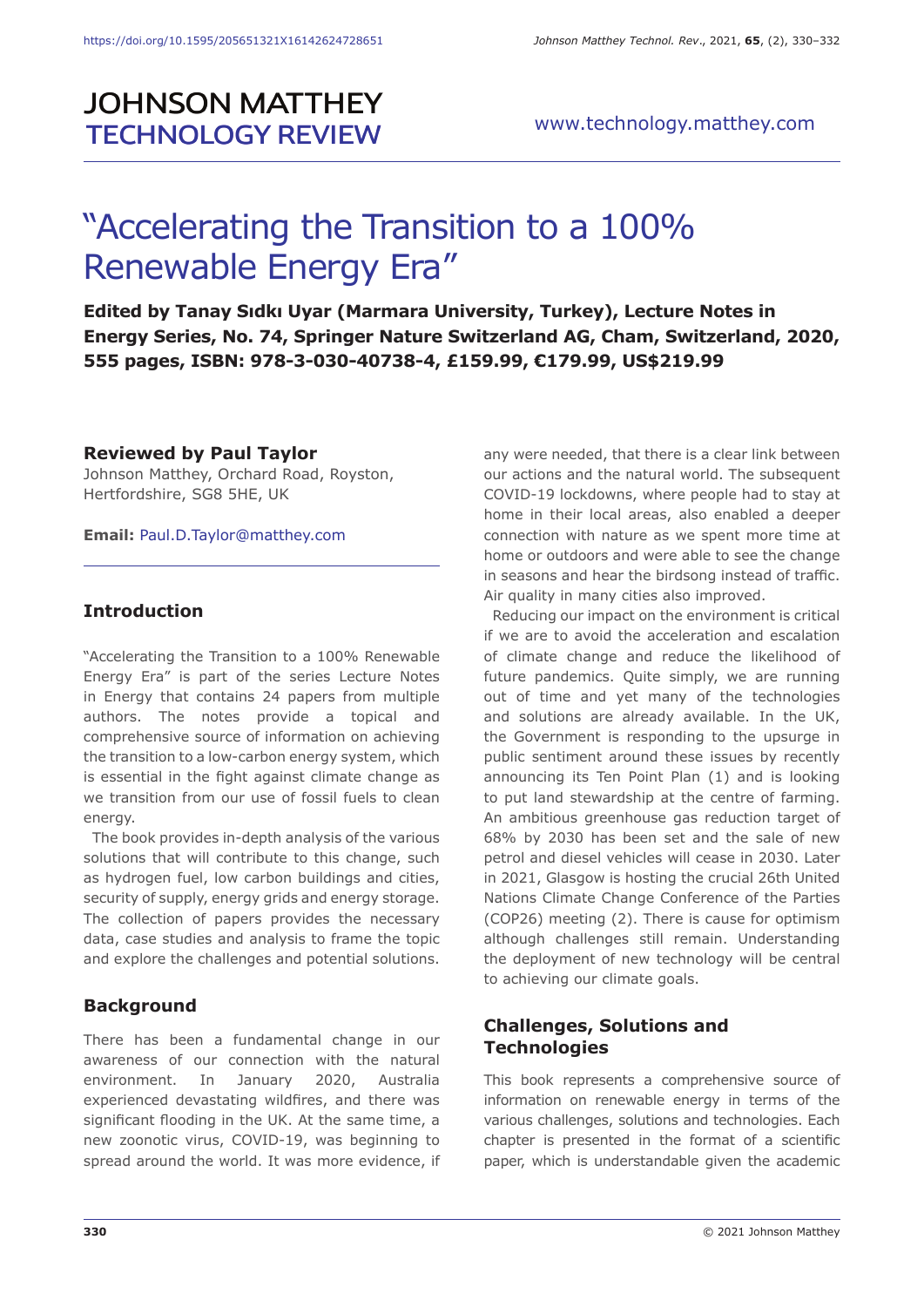# JOHNSON MATTHEY TECHNOLOGY REVIEW

www.technology.matthey.com

# "Accelerating the Transition to a 100% Renewable Energy Era"

**Edited by Tanay Sıdkı Uyar (Marmara University, Turkey), Lecture Notes in Energy Series, No. 74, Springer Nature Switzerland AG, Cham, Switzerland, 2020, 555 pages, ISBN: 978-3-030-40738-4, £159.99, €179.99, US$219.99**

**Reviewed by Paul Taylor**
Johnson Matthey, Orchard Road, Royston, Hertfordshire, SG8 5HE, UK

**Email:** Paul.D.Taylor@matthey.com

## Introduction

"Accelerating the Transition to a 100% Renewable Energy Era" is part of the series Lecture Notes in Energy that contains 24 papers from multiple authors. The notes provide a topical and comprehensive source of information on achieving the transition to a low-carbon energy system, which is essential in the fight against climate change as we transition from our use of fossil fuels to clean energy.

The book provides in-depth analysis of the various solutions that will contribute to this change, such as hydrogen fuel, low carbon buildings and cities, security of supply, energy grids and energy storage. The collection of papers provides the necessary data, case studies and analysis to frame the topic and explore the challenges and potential solutions.

## Background

There has been a fundamental change in our awareness of our connection with the natural environment. In January 2020, Australia experienced devastating wildfires, and there was significant flooding in the UK. At the same time, a new zoonotic virus, COVID-19, was beginning to spread around the world. It was more evidence, if any were needed, that there is a clear link between our actions and the natural world. The subsequent COVID-19 lockdowns, where people had to stay at home in their local areas, also enabled a deeper connection with nature as we spent more time at home or outdoors and were able to see the change in seasons and hear the birdsong instead of traffic. Air quality in many cities also improved.

Reducing our impact on the environment is critical if we are to avoid the acceleration and escalation of climate change and reduce the likelihood of future pandemics. Quite simply, we are running out of time and yet many of the technologies and solutions are already available. In the UK, the Government is responding to the upsurge in public sentiment around these issues by recently announcing its Ten Point Plan (1) and is looking to put land stewardship at the centre of farming. An ambitious greenhouse gas reduction target of 68% by 2030 has been set and the sale of new petrol and diesel vehicles will cease in 2030. Later in 2021, Glasgow is hosting the crucial 26th United Nations Climate Change Conference of the Parties (COP26) meeting (2). There is cause for optimism although challenges still remain. Understanding the deployment of new technology will be central to achieving our climate goals.

## Challenges, Solutions and Technologies

This book represents a comprehensive source of information on renewable energy in terms of the various challenges, solutions and technologies. Each chapter is presented in the format of a scientific paper, which is understandable given the academic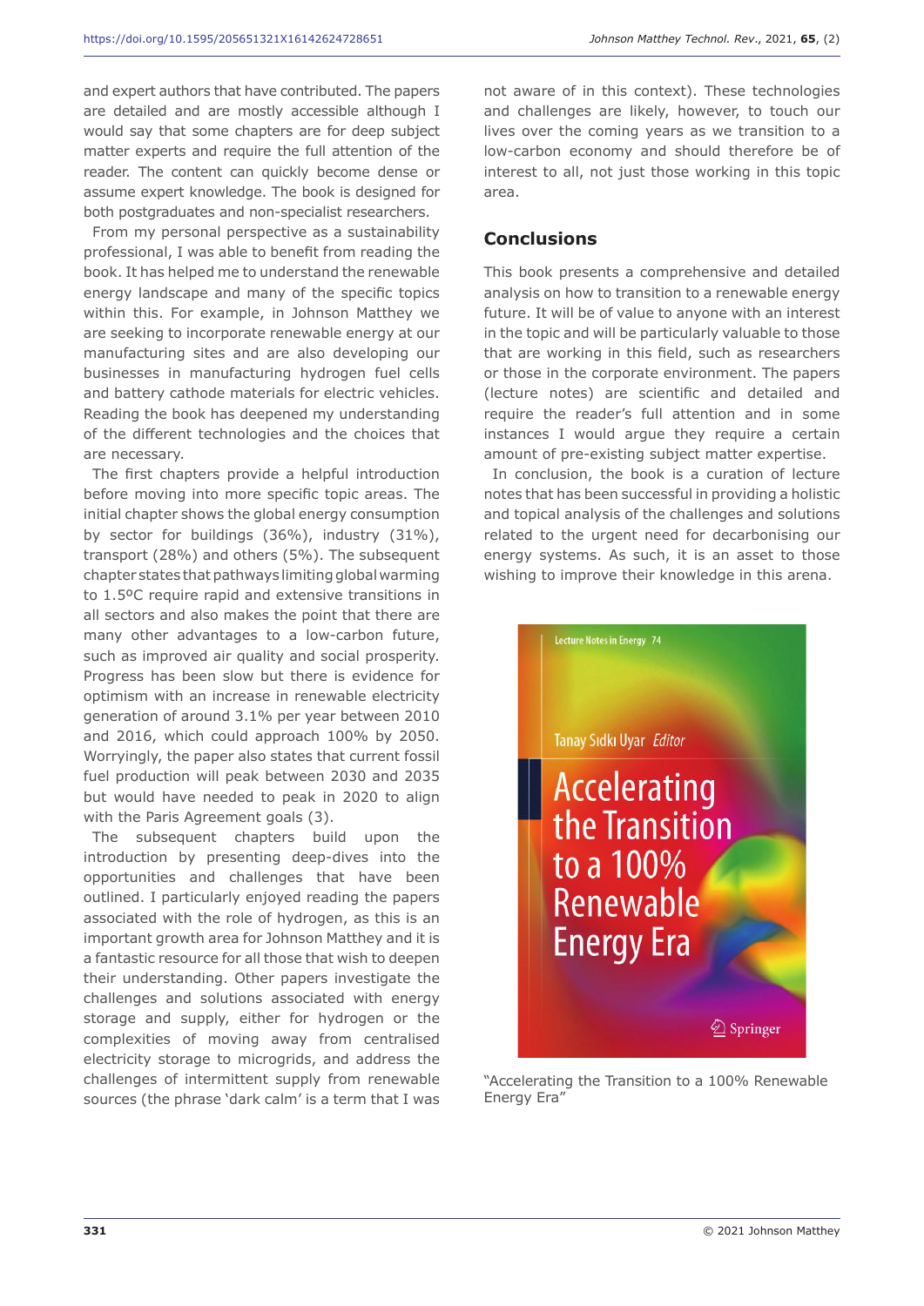and expert authors that have contributed. The papers are detailed and are mostly accessible although I would say that some chapters are for deep subject matter experts and require the full attention of the reader. The content can quickly become dense or assume expert knowledge. The book is designed for both postgraduates and non-specialist researchers.

From my personal perspective as a sustainability professional, I was able to benefit from reading the book. It has helped me to understand the renewable energy landscape and many of the specific topics within this. For example, in Johnson Matthey we are seeking to incorporate renewable energy at our manufacturing sites and are also developing our businesses in manufacturing hydrogen fuel cells and battery cathode materials for electric vehicles. Reading the book has deepened my understanding of the different technologies and the choices that are necessary.

The first chapters provide a helpful introduction before moving into more specific topic areas. The initial chapter shows the global energy consumption by sector for buildings (36%), industry (31%), transport (28%) and others (5%). The subsequent chapter states that pathways limiting global warming to 1.5ºC require rapid and extensive transitions in all sectors and also makes the point that there are many other advantages to a low-carbon future, such as improved air quality and social prosperity. Progress has been slow but there is evidence for optimism with an increase in renewable electricity generation of around 3.1% per year between 2010 and 2016, which could approach 100% by 2050. Worryingly, the paper also states that current fossil fuel production will peak between 2030 and 2035 but would have needed to peak in 2020 to align with the Paris Agreement goals (3).

The subsequent chapters build upon the introduction by presenting deep-dives into the opportunities and challenges that have been outlined. I particularly enjoyed reading the papers associated with the role of hydrogen, as this is an important growth area for Johnson Matthey and it is a fantastic resource for all those that wish to deepen their understanding. Other papers investigate the challenges and solutions associated with energy storage and supply, either for hydrogen or the complexities of moving away from centralised electricity storage to microgrids, and address the challenges of intermittent supply from renewable sources (the phrase 'dark calm' is a term that I was not aware of in this context). These technologies and challenges are likely, however, to touch our lives over the coming years as we transition to a low-carbon economy and should therefore be of interest to all, not just those working in this topic area.

## Conclusions

This book presents a comprehensive and detailed analysis on how to transition to a renewable energy future. It will be of value to anyone with an interest in the topic and will be particularly valuable to those that are working in this field, such as researchers or those in the corporate environment. The papers (lecture notes) are scientific and detailed and require the reader's full attention and in some instances I would argue they require a certain amount of pre-existing subject matter expertise.

In conclusion, the book is a curation of lecture notes that has been successful in providing a holistic and topical analysis of the challenges and solutions related to the urgent need for decarbonising our energy systems. As such, it is an asset to those wishing to improve their knowledge in this arena.

"Accelerating the Transition to a 100% Renewable Energy Era"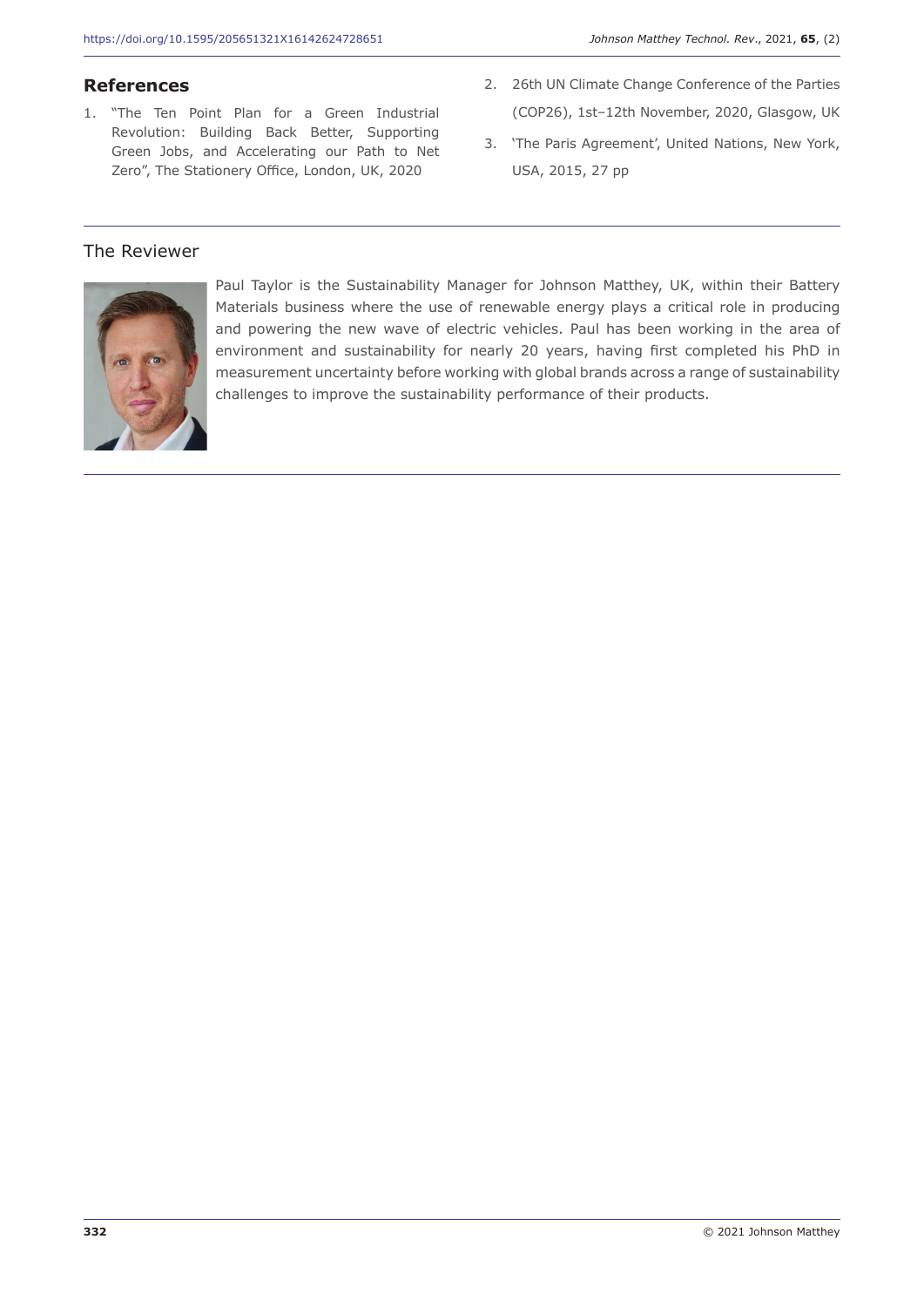## References

1. "The Ten Point Plan for a Green Industrial Revolution: Building Back Better, Supporting Green Jobs, and Accelerating our Path to Net Zero", The Stationery Office, London, UK, 2020
2. 26th UN Climate Change Conference of the Parties (COP26), 1st–12th November, 2020, Glasgow, UK
3. 'The Paris Agreement', United Nations, New York, USA, 2015, 27 pp

## The Reviewer

Paul Taylor is the Sustainability Manager for Johnson Matthey, UK, within their Battery Materials business where the use of renewable energy plays a critical role in producing and powering the new wave of electric vehicles. Paul has been working in the area of environment and sustainability for nearly 20 years, having first completed his PhD in measurement uncertainty before working with global brands across a range of sustainability challenges to improve the sustainability performance of their products.